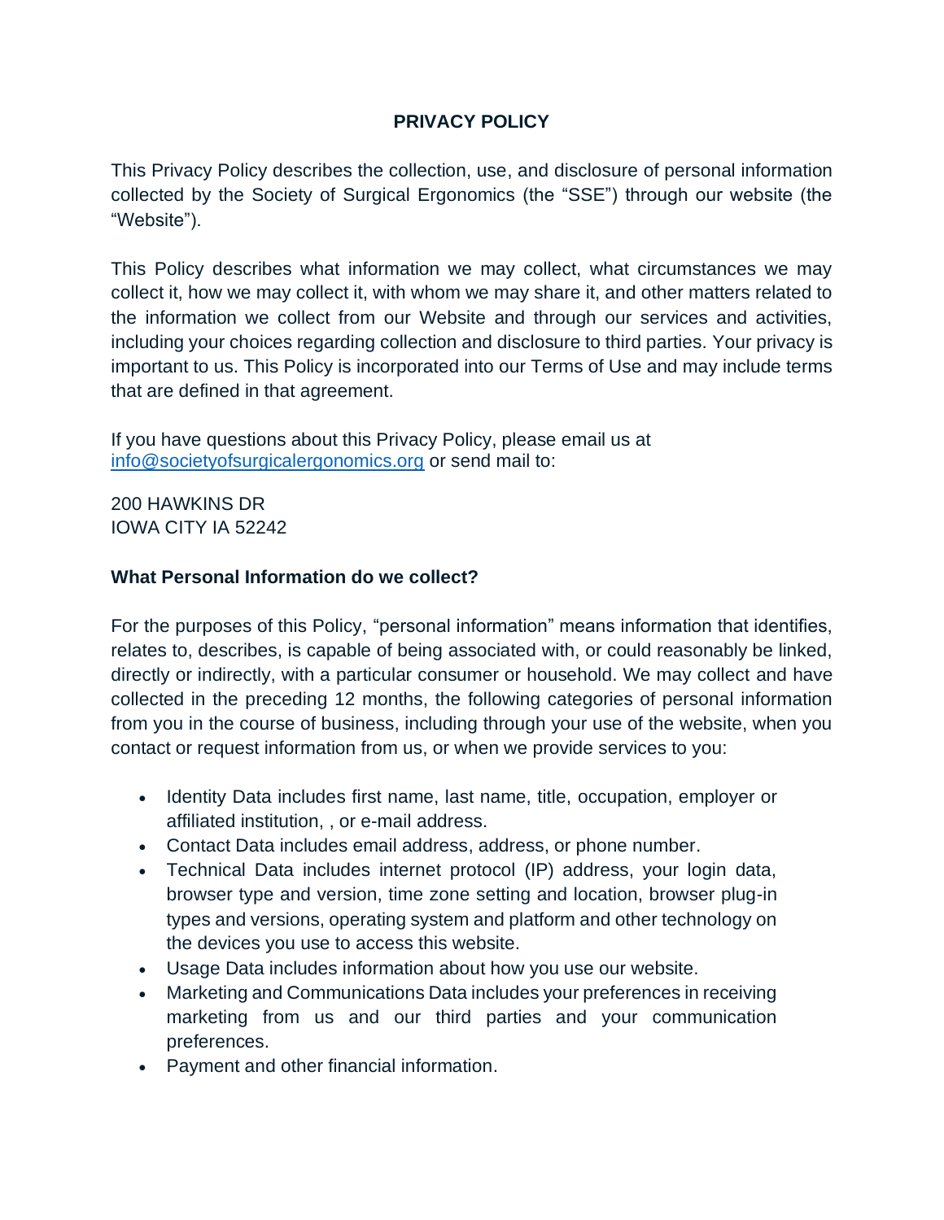# PRIVACY POLICY

This Privacy Policy describes the collection, use, and disclosure of personal information collected by the Society of Surgical Ergonomics (the "SSE") through our website (the "Website").

This Policy describes what information we may collect, what circumstances we may collect it, how we may collect it, with whom we may share it, and other matters related to the information we collect from our Website and through our services and activities, including your choices regarding collection and disclosure to third parties. Your privacy is important to us. This Policy is incorporated into our Terms of Use and may include terms that are defined in that agreement.

If you have questions about this Privacy Policy, please email us at [info@societyofsurgicalergonomics.org](mailto:info@societyofsurgicalergonomics.org) or send mail to:

200 HAWKINS DR
IOWA CITY IA 52242

## What Personal Information do we collect?

For the purposes of this Policy, "personal information" means information that identifies, relates to, describes, is capable of being associated with, or could reasonably be linked, directly or indirectly, with a particular consumer or household. We may collect and have collected in the preceding 12 months, the following categories of personal information from you in the course of business, including through your use of the website, when you contact or request information from us, or when we provide services to you:

- Identity Data includes first name, last name, title, occupation, employer or affiliated institution, , or e-mail address.
- Contact Data includes email address, address, or phone number.
- Technical Data includes internet protocol (IP) address, your login data, browser type and version, time zone setting and location, browser plug-in types and versions, operating system and platform and other technology on the devices you use to access this website.
- Usage Data includes information about how you use our website.
- Marketing and Communications Data includes your preferences in receiving marketing from us and our third parties and your communication preferences.
- Payment and other financial information.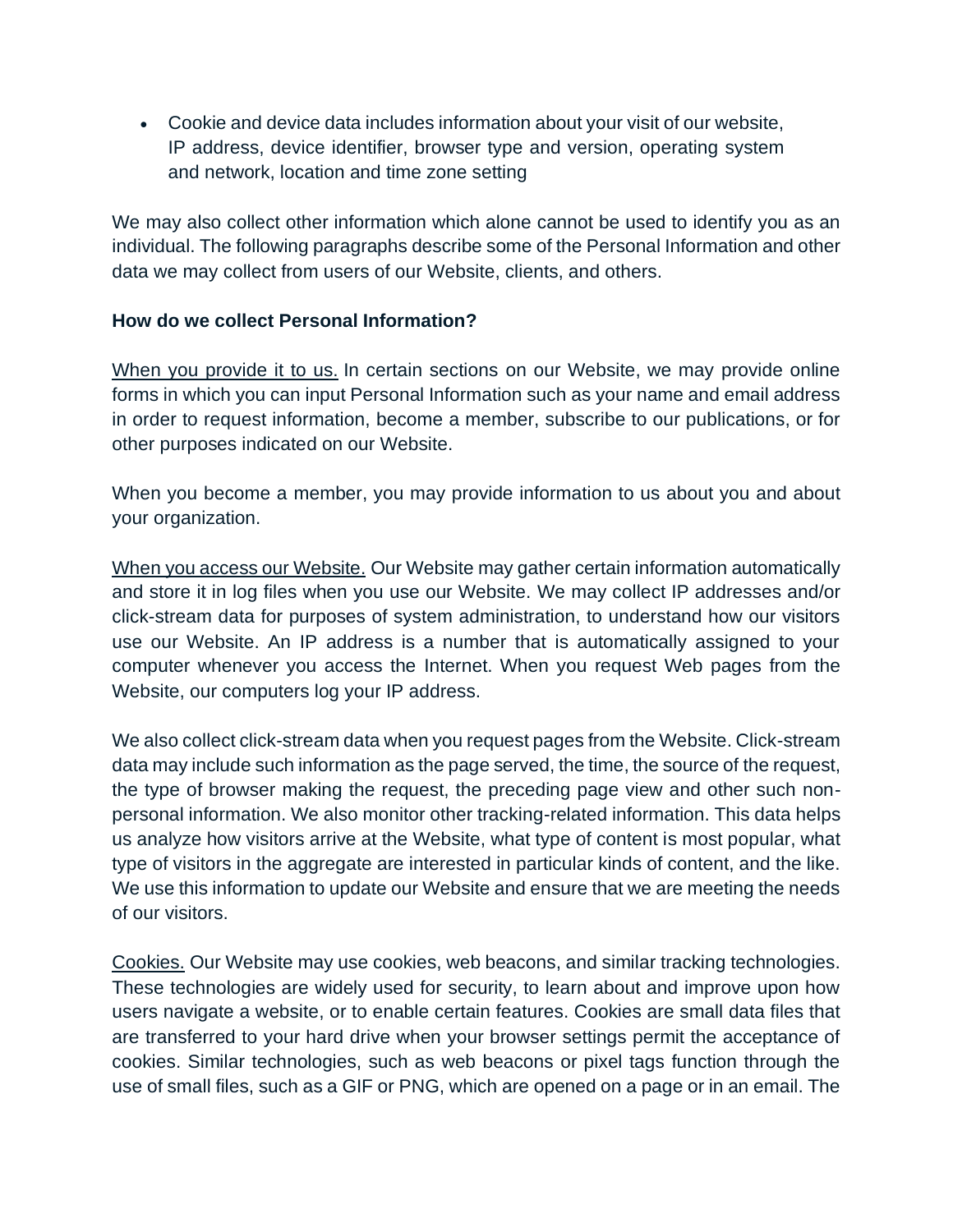- Cookie and device data includes information about your visit of our website, IP address, device identifier, browser type and version, operating system and network, location and time zone setting

We may also collect other information which alone cannot be used to identify you as an individual. The following paragraphs describe some of the Personal Information and other data we may collect from users of our Website, clients, and others.

**How do we collect Personal Information?**

<u>When you provide it to us.</u> In certain sections on our Website, we may provide online forms in which you can input Personal Information such as your name and email address in order to request information, become a member, subscribe to our publications, or for other purposes indicated on our Website.

When you become a member, you may provide information to us about you and about your organization.

<u>When you access our Website.</u> Our Website may gather certain information automatically and store it in log files when you use our Website. We may collect IP addresses and/or click-stream data for purposes of system administration, to understand how our visitors use our Website. An IP address is a number that is automatically assigned to your computer whenever you access the Internet. When you request Web pages from the Website, our computers log your IP address.

We also collect click-stream data when you request pages from the Website. Click-stream data may include such information as the page served, the time, the source of the request, the type of browser making the request, the preceding page view and other such non-personal information. We also monitor other tracking-related information. This data helps us analyze how visitors arrive at the Website, what type of content is most popular, what type of visitors in the aggregate are interested in particular kinds of content, and the like. We use this information to update our Website and ensure that we are meeting the needs of our visitors.

<u>Cookies.</u> Our Website may use cookies, web beacons, and similar tracking technologies. These technologies are widely used for security, to learn about and improve upon how users navigate a website, or to enable certain features. Cookies are small data files that are transferred to your hard drive when your browser settings permit the acceptance of cookies. Similar technologies, such as web beacons or pixel tags function through the use of small files, such as a GIF or PNG, which are opened on a page or in an email. The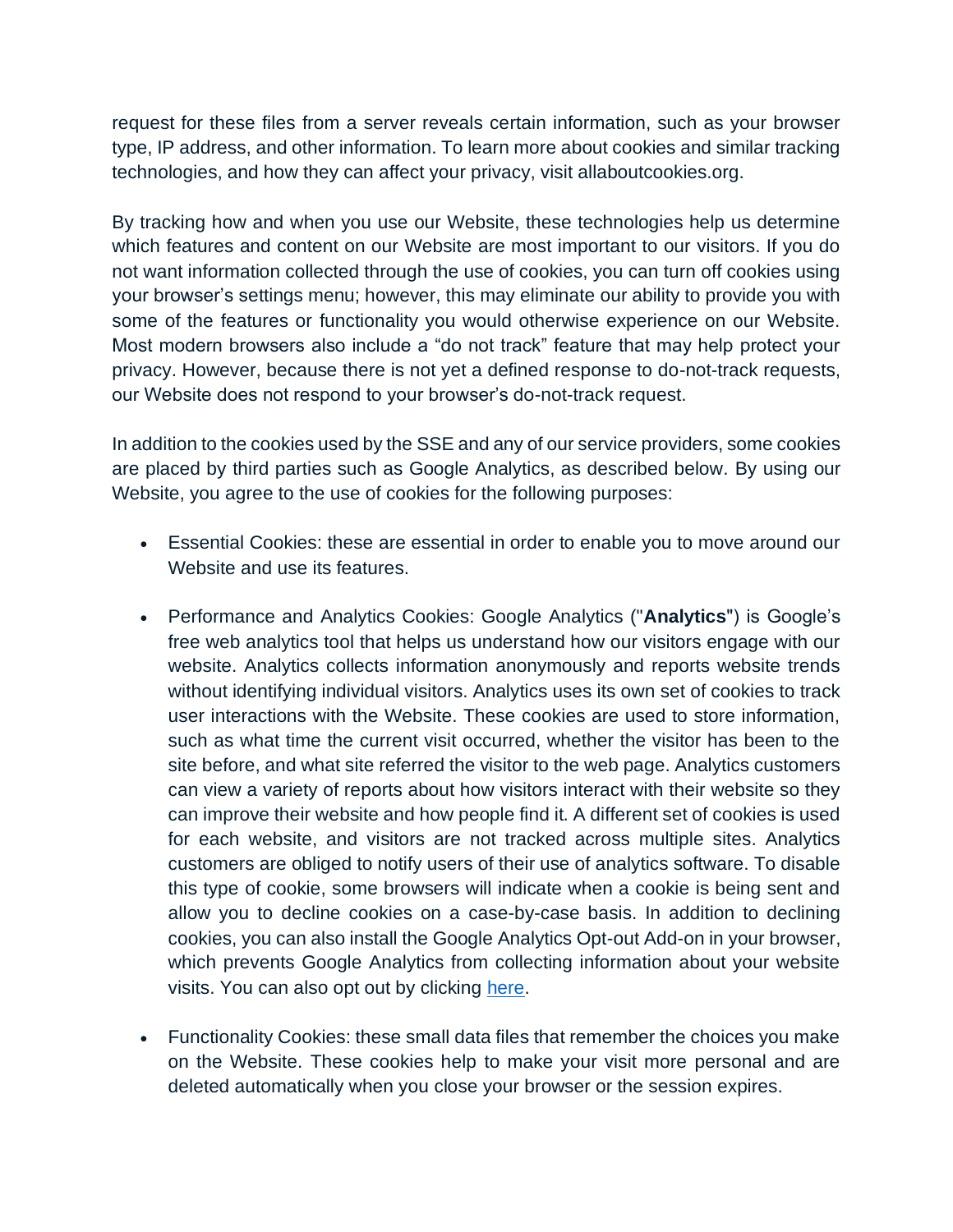request for these files from a server reveals certain information, such as your browser type, IP address, and other information. To learn more about cookies and similar tracking technologies, and how they can affect your privacy, visit allaboutcookies.org.

By tracking how and when you use our Website, these technologies help us determine which features and content on our Website are most important to our visitors. If you do not want information collected through the use of cookies, you can turn off cookies using your browser's settings menu; however, this may eliminate our ability to provide you with some of the features or functionality you would otherwise experience on our Website. Most modern browsers also include a "do not track" feature that may help protect your privacy. However, because there is not yet a defined response to do-not-track requests, our Website does not respond to your browser's do-not-track request.

In addition to the cookies used by the SSE and any of our service providers, some cookies are placed by third parties such as Google Analytics, as described below. By using our Website, you agree to the use of cookies for the following purposes:

- Essential Cookies: these are essential in order to enable you to move around our Website and use its features.
- Performance and Analytics Cookies: Google Analytics ("**Analytics**") is Google's free web analytics tool that helps us understand how our visitors engage with our website. Analytics collects information anonymously and reports website trends without identifying individual visitors. Analytics uses its own set of cookies to track user interactions with the Website. These cookies are used to store information, such as what time the current visit occurred, whether the visitor has been to the site before, and what site referred the visitor to the web page. Analytics customers can view a variety of reports about how visitors interact with their website so they can improve their website and how people find it. A different set of cookies is used for each website, and visitors are not tracked across multiple sites. Analytics customers are obliged to notify users of their use of analytics software. To disable this type of cookie, some browsers will indicate when a cookie is being sent and allow you to decline cookies on a case-by-case basis. In addition to declining cookies, you can also install the Google Analytics Opt-out Add-on in your browser, which prevents Google Analytics from collecting information about your website visits. You can also opt out by clicking here.
- Functionality Cookies: these small data files that remember the choices you make on the Website. These cookies help to make your visit more personal and are deleted automatically when you close your browser or the session expires.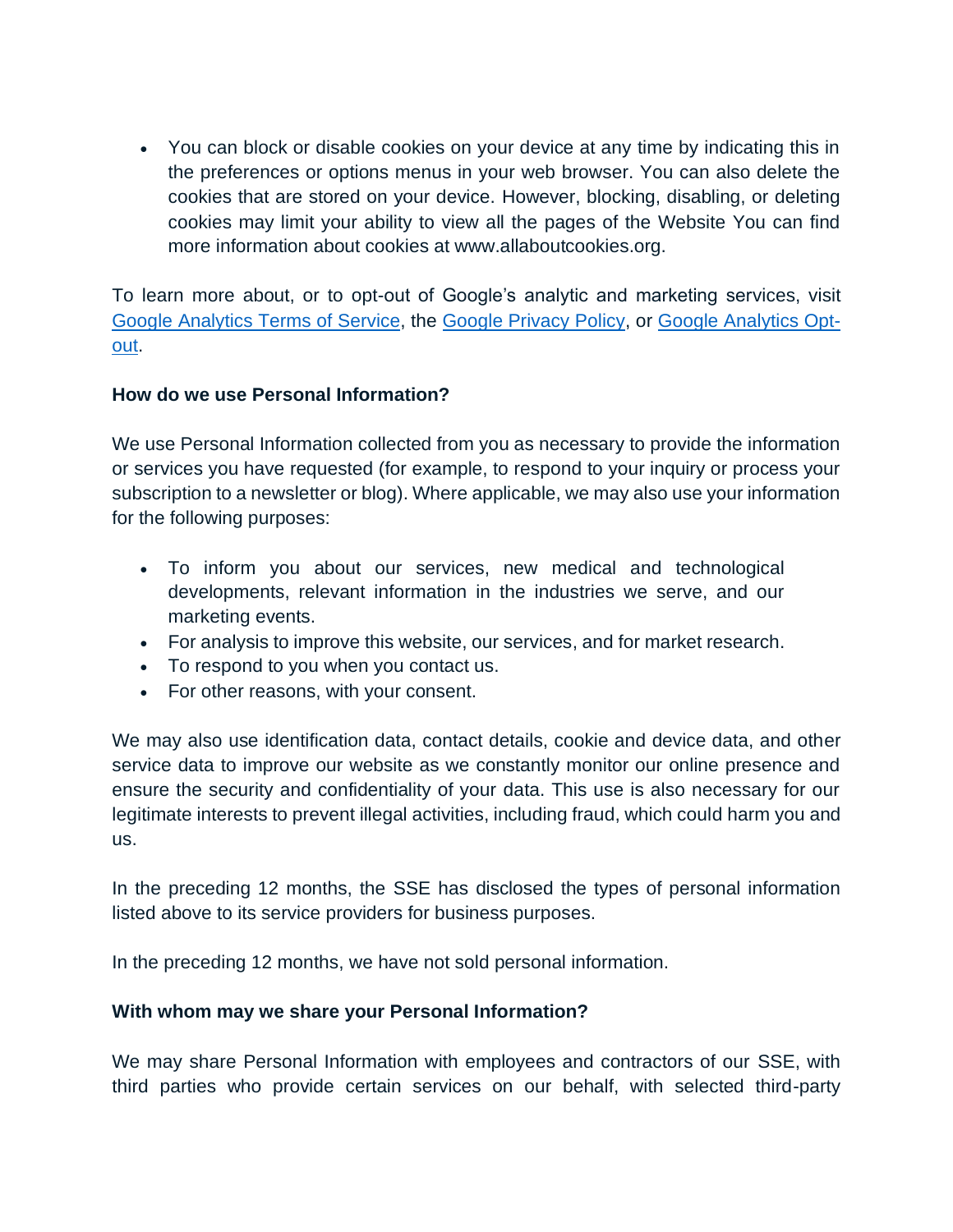- You can block or disable cookies on your device at any time by indicating this in the preferences or options menus in your web browser. You can also delete the cookies that are stored on your device. However, blocking, disabling, or deleting cookies may limit your ability to view all the pages of the Website You can find more information about cookies at www.allaboutcookies.org.

To learn more about, or to opt-out of Google's analytic and marketing services, visit Google Analytics Terms of Service, the Google Privacy Policy, or Google Analytics Opt-out.

**How do we use Personal Information?**

We use Personal Information collected from you as necessary to provide the information or services you have requested (for example, to respond to your inquiry or process your subscription to a newsletter or blog). Where applicable, we may also use your information for the following purposes:

- To inform you about our services, new medical and technological developments, relevant information in the industries we serve, and our marketing events.
- For analysis to improve this website, our services, and for market research.
- To respond to you when you contact us.
- For other reasons, with your consent.

We may also use identification data, contact details, cookie and device data, and other service data to improve our website as we constantly monitor our online presence and ensure the security and confidentiality of your data. This use is also necessary for our legitimate interests to prevent illegal activities, including fraud, which could harm you and us.

In the preceding 12 months, the SSE has disclosed the types of personal information listed above to its service providers for business purposes.

In the preceding 12 months, we have not sold personal information.

**With whom may we share your Personal Information?**

We may share Personal Information with employees and contractors of our SSE, with third parties who provide certain services on our behalf, with selected third-party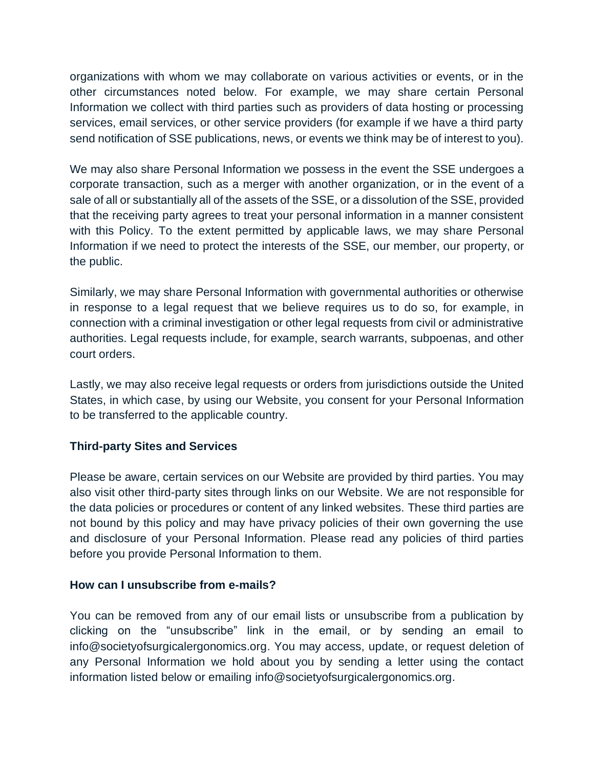organizations with whom we may collaborate on various activities or events, or in the other circumstances noted below. For example, we may share certain Personal Information we collect with third parties such as providers of data hosting or processing services, email services, or other service providers (for example if we have a third party send notification of SSE publications, news, or events we think may be of interest to you).

We may also share Personal Information we possess in the event the SSE undergoes a corporate transaction, such as a merger with another organization, or in the event of a sale of all or substantially all of the assets of the SSE, or a dissolution of the SSE, provided that the receiving party agrees to treat your personal information in a manner consistent with this Policy. To the extent permitted by applicable laws, we may share Personal Information if we need to protect the interests of the SSE, our member, our property, or the public.

Similarly, we may share Personal Information with governmental authorities or otherwise in response to a legal request that we believe requires us to do so, for example, in connection with a criminal investigation or other legal requests from civil or administrative authorities. Legal requests include, for example, search warrants, subpoenas, and other court orders.

Lastly, we may also receive legal requests or orders from jurisdictions outside the United States, in which case, by using our Website, you consent for your Personal Information to be transferred to the applicable country.

**Third-party Sites and Services**

Please be aware, certain services on our Website are provided by third parties. You may also visit other third-party sites through links on our Website. We are not responsible for the data policies or procedures or content of any linked websites. These third parties are not bound by this policy and may have privacy policies of their own governing the use and disclosure of your Personal Information. Please read any policies of third parties before you provide Personal Information to them.

**How can I unsubscribe from e-mails?**

You can be removed from any of our email lists or unsubscribe from a publication by clicking on the "unsubscribe" link in the email, or by sending an email to info@societyofsurgicalergonomics.org. You may access, update, or request deletion of any Personal Information we hold about you by sending a letter using the contact information listed below or emailing info@societyofsurgicalergonomics.org.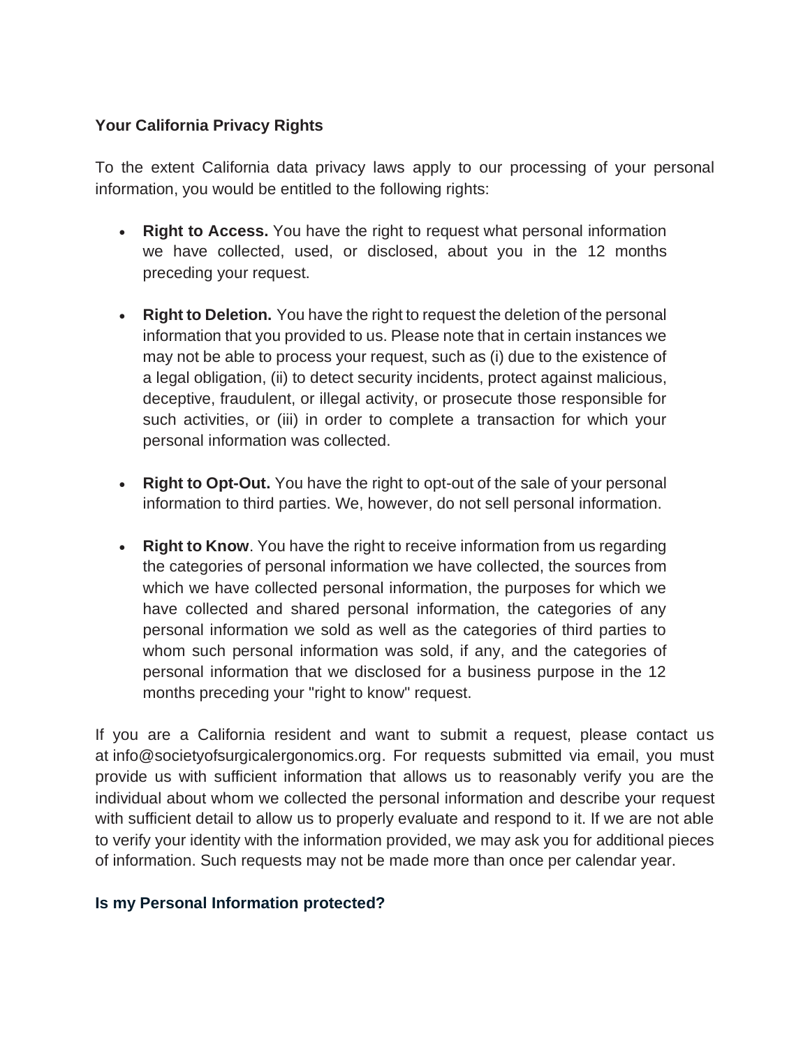**Your California Privacy Rights**

To the extent California data privacy laws apply to our processing of your personal information, you would be entitled to the following rights:

- **Right to Access.** You have the right to request what personal information we have collected, used, or disclosed, about you in the 12 months preceding your request.

- **Right to Deletion.** You have the right to request the deletion of the personal information that you provided to us. Please note that in certain instances we may not be able to process your request, such as (i) due to the existence of a legal obligation, (ii) to detect security incidents, protect against malicious, deceptive, fraudulent, or illegal activity, or prosecute those responsible for such activities, or (iii) in order to complete a transaction for which your personal information was collected.

- **Right to Opt-Out.** You have the right to opt-out of the sale of your personal information to third parties. We, however, do not sell personal information.

- **Right to Know**. You have the right to receive information from us regarding the categories of personal information we have collected, the sources from which we have collected personal information, the purposes for which we have collected and shared personal information, the categories of any personal information we sold as well as the categories of third parties to whom such personal information was sold, if any, and the categories of personal information that we disclosed for a business purpose in the 12 months preceding your "right to know" request.

If you are a California resident and want to submit a request, please contact us at info@societyofsurgicalergonomics.org. For requests submitted via email, you must provide us with sufficient information that allows us to reasonably verify you are the individual about whom we collected the personal information and describe your request with sufficient detail to allow us to properly evaluate and respond to it. If we are not able to verify your identity with the information provided, we may ask you for additional pieces of information. Such requests may not be made more than once per calendar year.

**Is my Personal Information protected?**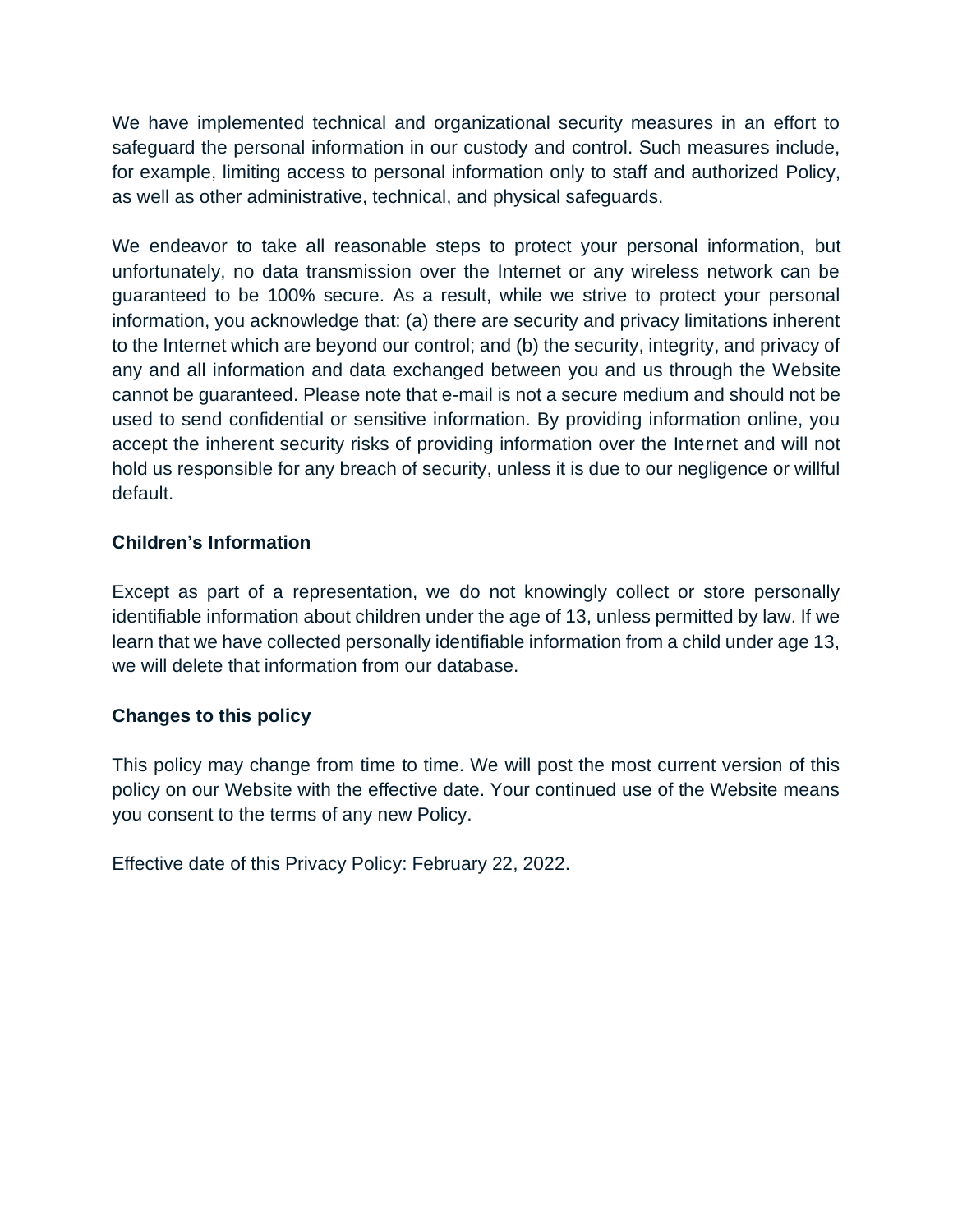We have implemented technical and organizational security measures in an effort to safeguard the personal information in our custody and control. Such measures include, for example, limiting access to personal information only to staff and authorized Policy, as well as other administrative, technical, and physical safeguards.

We endeavor to take all reasonable steps to protect your personal information, but unfortunately, no data transmission over the Internet or any wireless network can be guaranteed to be 100% secure. As a result, while we strive to protect your personal information, you acknowledge that: (a) there are security and privacy limitations inherent to the Internet which are beyond our control; and (b) the security, integrity, and privacy of any and all information and data exchanged between you and us through the Website cannot be guaranteed. Please note that e-mail is not a secure medium and should not be used to send confidential or sensitive information. By providing information online, you accept the inherent security risks of providing information over the Internet and will not hold us responsible for any breach of security, unless it is due to our negligence or willful default.

**Children's Information**

Except as part of a representation, we do not knowingly collect or store personally identifiable information about children under the age of 13, unless permitted by law. If we learn that we have collected personally identifiable information from a child under age 13, we will delete that information from our database.

**Changes to this policy**

This policy may change from time to time. We will post the most current version of this policy on our Website with the effective date. Your continued use of the Website means you consent to the terms of any new Policy.

Effective date of this Privacy Policy: February 22, 2022.